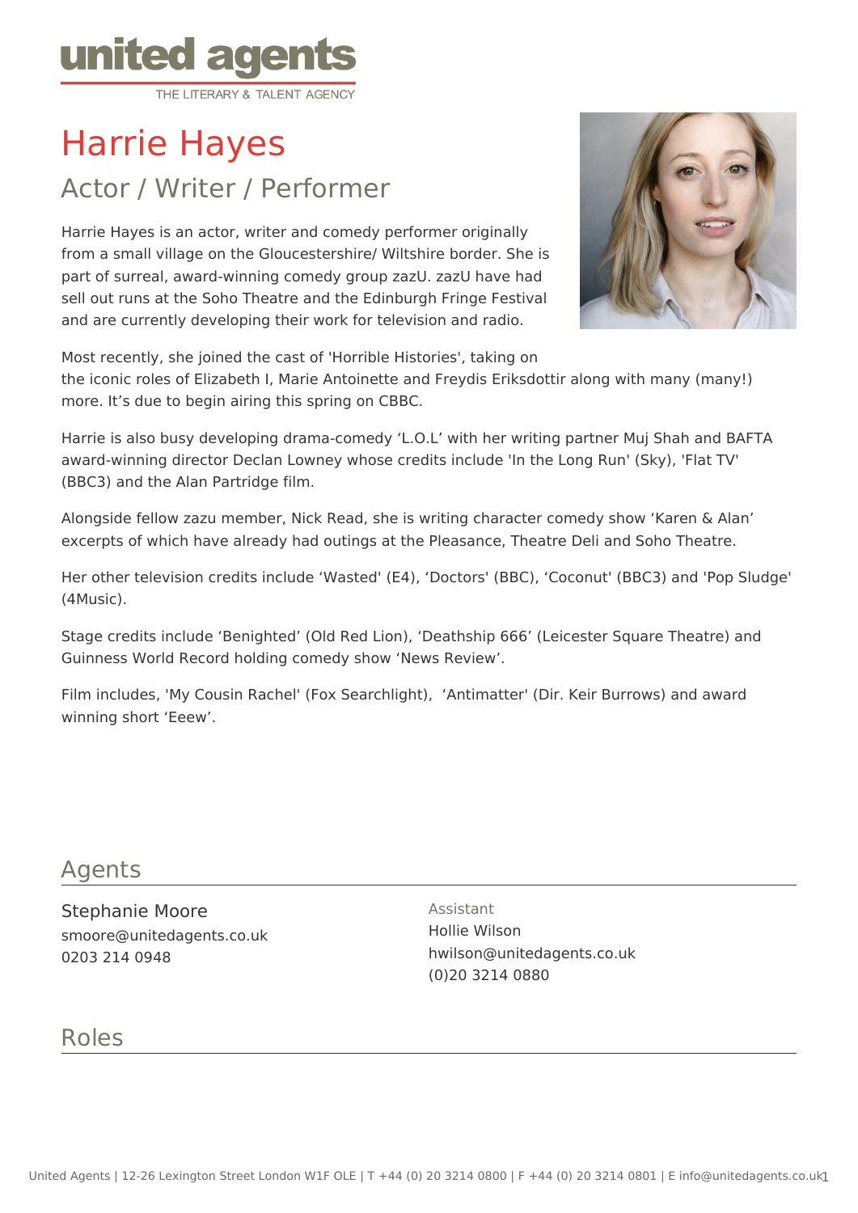united agents
THE LITERARY & TALENT AGENCY

# Harrie Hayes

## Actor / Writer / Performer

Harrie Hayes is an actor, writer and comedy performer originally from a small village on the Gloucestershire/ Wiltshire border. She is part of surreal, award-winning comedy group zazU. zazU have had sell out runs at the Soho Theatre and the Edinburgh Fringe Festival and are currently developing their work for television and radio.

Most recently, she joined the cast of 'Horrible Histories', taking on the iconic roles of Elizabeth I, Marie Antoinette and Freydis Eriksdottir along with many (many!) more. It's due to begin airing this spring on CBBC.

Harrie is also busy developing drama-comedy 'L.O.L' with her writing partner Muj Shah and BAFTA award-winning director Declan Lowney whose credits include 'In the Long Run' (Sky), 'Flat TV' (BBC3) and the Alan Partridge film.

Alongside fellow zazu member, Nick Read, she is writing character comedy show 'Karen & Alan' excerpts of which have already had outings at the Pleasance, Theatre Deli and Soho Theatre.

Her other television credits include 'Wasted' (E4), 'Doctors' (BBC), 'Coconut' (BBC3) and 'Pop Sludge' (4Music).

Stage credits include 'Benighted' (Old Red Lion), 'Deathship 666' (Leicester Square Theatre) and Guinness World Record holding comedy show 'News Review'.

Film includes, 'My Cousin Rachel' (Fox Searchlight), 'Antimatter' (Dir. Keir Burrows) and award winning short 'Eeew'.

## Agents

Stephanie Moore
smoore@unitedagents.co.uk
0203 214 0948

Assistant
Hollie Wilson
hwilson@unitedagents.co.uk
(0)20 3214 0880

## Roles

United Agents | 12-26 Lexington Street London W1F OLE | T +44 (0) 20 3214 0800 | F +44 (0) 20 3214 0801 | E info@unitedagents.co.uk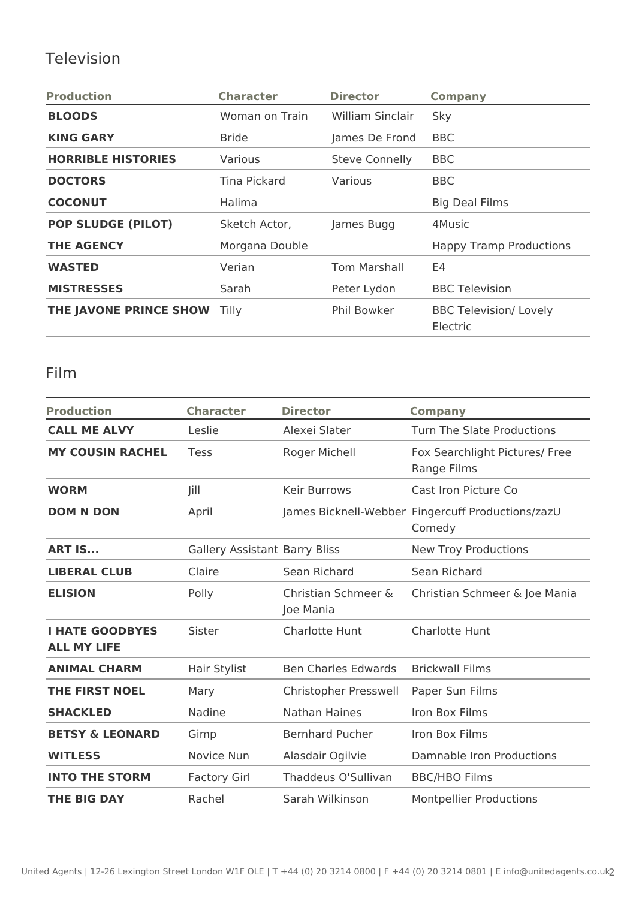## Television

| Production | Character | Director | Company |
|---|---|---|---|
| **BLOODS** | Woman on Train | William Sinclair | Sky |
| **KING GARY** | Bride | James De Frond | BBC |
| **HORRIBLE HISTORIES** | Various | Steve Connelly | BBC |
| **DOCTORS** | Tina Pickard | Various | BBC |
| **COCONUT** | Halima | | Big Deal Films |
| **POP SLUDGE (PILOT)** | Sketch Actor, | James Bugg | 4Music |
| **THE AGENCY** | Morgana Double | | Happy Tramp Productions |
| **WASTED** | Verian | Tom Marshall | E4 |
| **MISTRESSES** | Sarah | Peter Lydon | BBC Television |
| **THE JAVONE PRINCE SHOW** | Tilly | Phil Bowker | BBC Television/ Lovely Electric |

## Film

| Production | Character | Director | Company |
|---|---|---|---|
| **CALL ME ALVY** | Leslie | Alexei Slater | Turn The Slate Productions |
| **MY COUSIN RACHEL** | Tess | Roger Michell | Fox Searchlight Pictures/ Free Range Films |
| **WORM** | Jill | Keir Burrows | Cast Iron Picture Co |
| **DOM N DON** | April | James Bicknell-Webber | Fingercuff Productions/zazU Comedy |
| **ART IS...** | Gallery Assistant | Barry Bliss | New Troy Productions |
| **LIBERAL CLUB** | Claire | Sean Richard | Sean Richard |
| **ELISION** | Polly | Christian Schmeer & Joe Mania | Christian Schmeer & Joe Mania |
| **I HATE GOODBYES ALL MY LIFE** | Sister | Charlotte Hunt | Charlotte Hunt |
| **ANIMAL CHARM** | Hair Stylist | Ben Charles Edwards | Brickwall Films |
| **THE FIRST NOEL** | Mary | Christopher Presswell | Paper Sun Films |
| **SHACKLED** | Nadine | Nathan Haines | Iron Box Films |
| **BETSY & LEONARD** | Gimp | Bernhard Pucher | Iron Box Films |
| **WITLESS** | Novice Nun | Alasdair Ogilvie | Damnable Iron Productions |
| **INTO THE STORM** | Factory Girl | Thaddeus O'Sullivan | BBC/HBO Films |
| **THE BIG DAY** | Rachel | Sarah Wilkinson | Montpellier Productions |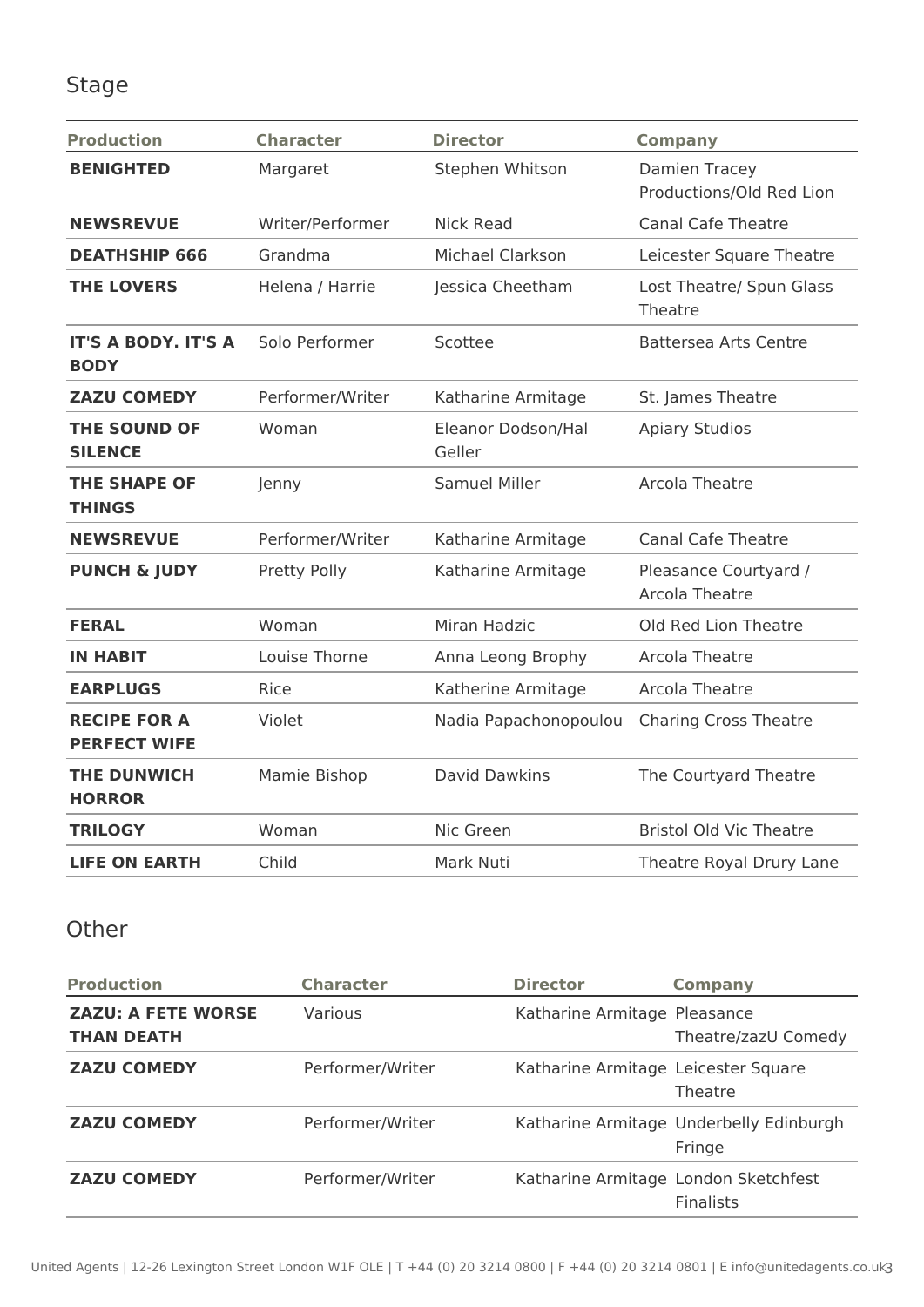## Stage

| Production | Character | Director | Company |
|---|---|---|---|
| **BENIGHTED** | Margaret | Stephen Whitson | Damien Tracey Productions/Old Red Lion |
| **NEWSREVUE** | Writer/Performer | Nick Read | Canal Cafe Theatre |
| **DEATHSHIP 666** | Grandma | Michael Clarkson | Leicester Square Theatre |
| **THE LOVERS** | Helena / Harrie | Jessica Cheetham | Lost Theatre/ Spun Glass Theatre |
| **IT'S A BODY. IT'S A BODY** | Solo Performer | Scottee | Battersea Arts Centre |
| **ZAZU COMEDY** | Performer/Writer | Katharine Armitage | St. James Theatre |
| **THE SOUND OF SILENCE** | Woman | Eleanor Dodson/Hal Geller | Apiary Studios |
| **THE SHAPE OF THINGS** | Jenny | Samuel Miller | Arcola Theatre |
| **NEWSREVUE** | Performer/Writer | Katharine Armitage | Canal Cafe Theatre |
| **PUNCH & JUDY** | Pretty Polly | Katharine Armitage | Pleasance Courtyard / Arcola Theatre |
| **FERAL** | Woman | Miran Hadzic | Old Red Lion Theatre |
| **IN HABIT** | Louise Thorne | Anna Leong Brophy | Arcola Theatre |
| **EARPLUGS** | Rice | Katherine Armitage | Arcola Theatre |
| **RECIPE FOR A PERFECT WIFE** | Violet | Nadia Papachonopoulou | Charing Cross Theatre |
| **THE DUNWICH HORROR** | Mamie Bishop | David Dawkins | The Courtyard Theatre |
| **TRILOGY** | Woman | Nic Green | Bristol Old Vic Theatre |
| **LIFE ON EARTH** | Child | Mark Nuti | Theatre Royal Drury Lane |

## Other

| Production | Character | Director | Company |
|---|---|---|---|
| **ZAZU: A FETE WORSE THAN DEATH** | Various | Katharine Armitage | Pleasance Theatre/zazU Comedy |
| **ZAZU COMEDY** | Performer/Writer | Katharine Armitage | Leicester Square Theatre |
| **ZAZU COMEDY** | Performer/Writer | Katharine Armitage | Underbelly Edinburgh Fringe |
| **ZAZU COMEDY** | Performer/Writer | Katharine Armitage | London Sketchfest Finalists |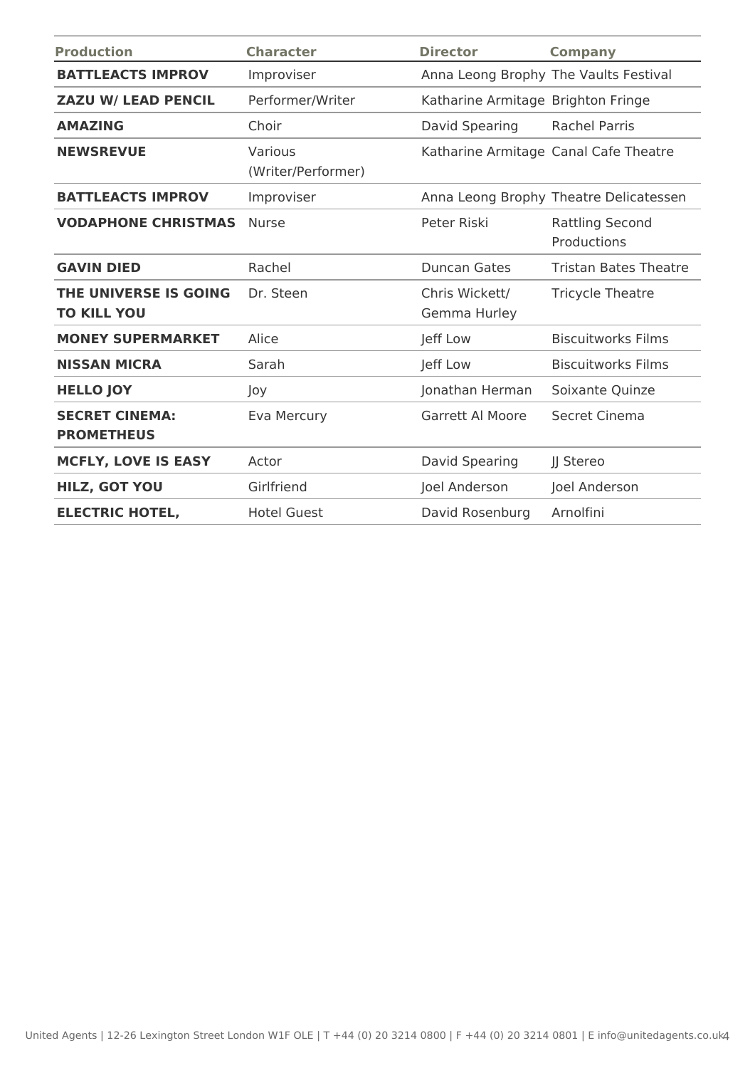| Production | Character | Director | Company |
|---|---|---|---|
| **BATTLEACTS IMPROV** | Improviser | Anna Leong Brophy | The Vaults Festival |
| **ZAZU W/ LEAD PENCIL** | Performer/Writer | Katharine Armitage | Brighton Fringe |
| **AMAZING** | Choir | David Spearing | Rachel Parris |
| **NEWSREVUE** | Various (Writer/Performer) | Katharine Armitage | Canal Cafe Theatre |
| **BATTLEACTS IMPROV** | Improviser | Anna Leong Brophy | Theatre Delicatessen |
| **VODAPHONE CHRISTMAS** | Nurse | Peter Riski | Rattling Second Productions |
| **GAVIN DIED** | Rachel | Duncan Gates | Tristan Bates Theatre |
| **THE UNIVERSE IS GOING TO KILL YOU** | Dr. Steen | Chris Wickett/ Gemma Hurley | Tricycle Theatre |
| **MONEY SUPERMARKET** | Alice | Jeff Low | Biscuitworks Films |
| **NISSAN MICRA** | Sarah | Jeff Low | Biscuitworks Films |
| **HELLO JOY** | Joy | Jonathan Herman | Soixante Quinze |
| **SECRET CINEMA: PROMETHEUS** | Eva Mercury | Garrett Al Moore | Secret Cinema |
| **MCFLY, LOVE IS EASY** | Actor | David Spearing | JJ Stereo |
| **HILZ, GOT YOU** | Girlfriend | Joel Anderson | Joel Anderson |
| **ELECTRIC HOTEL,** | Hotel Guest | David Rosenburg | Arnolfini |